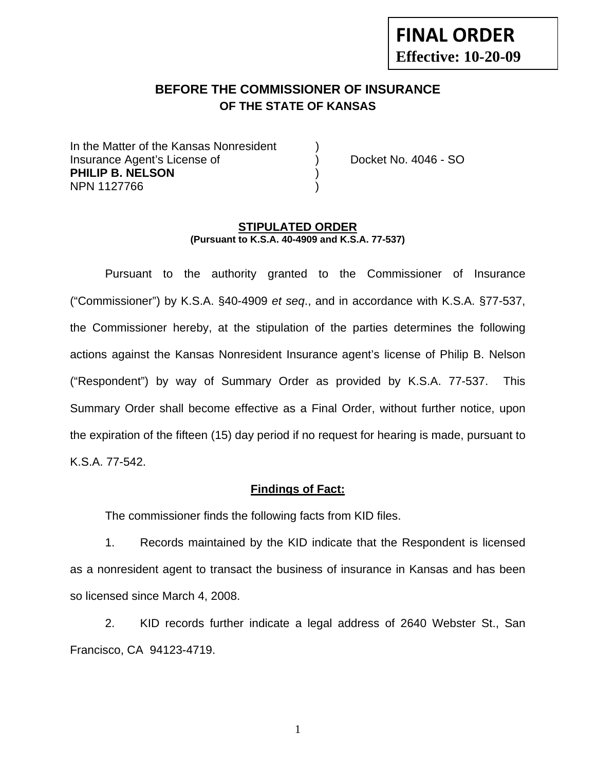**FINAL ORDER**
**Effective: 10-20-09**

# BEFORE THE COMMISSIONER OF INSURANCE
## OF THE STATE OF KANSAS

In the Matter of the Kansas Nonresident )
Insurance Agent's License of ) Docket No. 4046 - SO
**PHILIP B. NELSON** )
NPN 1127766 )

**STIPULATED ORDER**
**(Pursuant to K.S.A. 40-4909 and K.S.A. 77-537)**

Pursuant to the authority granted to the Commissioner of Insurance ("Commissioner") by K.S.A. §40-4909 *et seq*., and in accordance with K.S.A. §77-537, the Commissioner hereby, at the stipulation of the parties determines the following actions against the Kansas Nonresident Insurance agent's license of Philip B. Nelson ("Respondent") by way of Summary Order as provided by K.S.A. 77-537. This Summary Order shall become effective as a Final Order, without further notice, upon the expiration of the fifteen (15) day period if no request for hearing is made, pursuant to K.S.A. 77-542.

**Findings of Fact:**

The commissioner finds the following facts from KID files.

1. Records maintained by the KID indicate that the Respondent is licensed as a nonresident agent to transact the business of insurance in Kansas and has been so licensed since March 4, 2008.

2. KID records further indicate a legal address of 2640 Webster St., San Francisco, CA 94123-4719.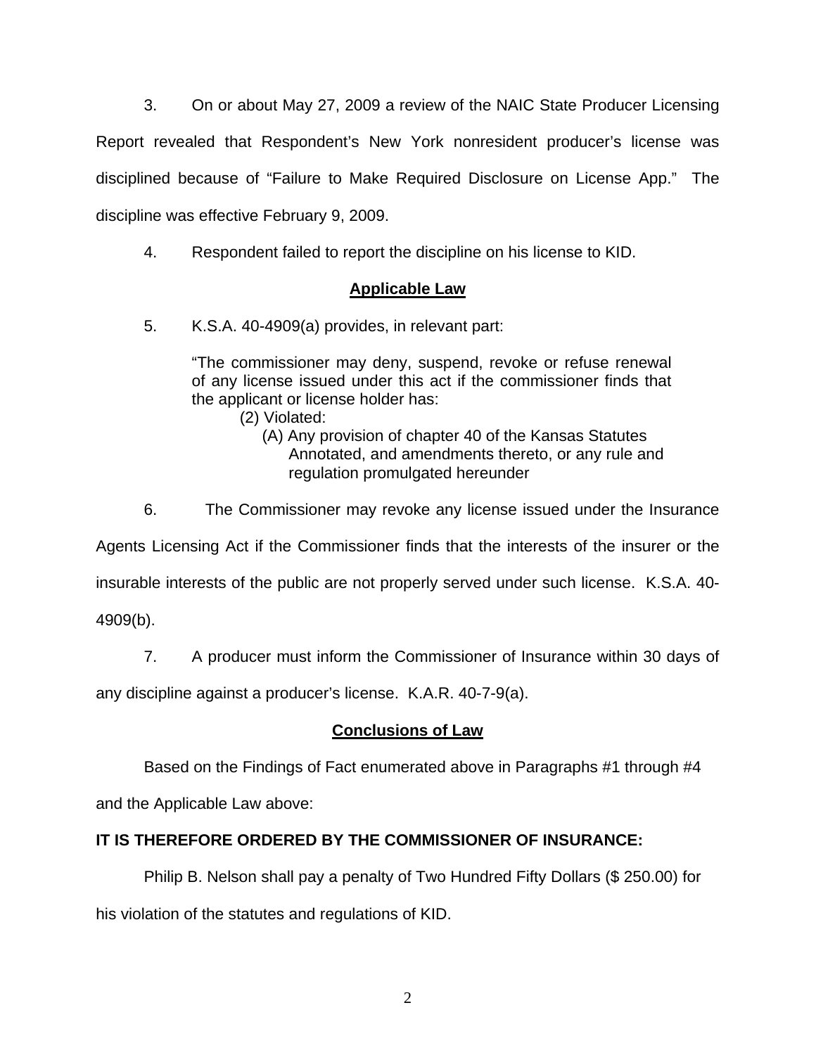3. On or about May 27, 2009 a review of the NAIC State Producer Licensing Report revealed that Respondent's New York nonresident producer's license was disciplined because of "Failure to Make Required Disclosure on License App." The discipline was effective February 9, 2009.

4. Respondent failed to report the discipline on his license to KID.

## Applicable Law

5. K.S.A. 40-4909(a) provides, in relevant part:

> "The commissioner may deny, suspend, revoke or refuse renewal of any license issued under this act if the commissioner finds that the applicant or license holder has:
>
> (2) Violated:
>
> (A) Any provision of chapter 40 of the Kansas Statutes Annotated, and amendments thereto, or any rule and regulation promulgated hereunder

6. The Commissioner may revoke any license issued under the Insurance Agents Licensing Act if the Commissioner finds that the interests of the insurer or the insurable interests of the public are not properly served under such license. K.S.A. 40-4909(b).

7. A producer must inform the Commissioner of Insurance within 30 days of any discipline against a producer's license. K.A.R. 40-7-9(a).

## Conclusions of Law

Based on the Findings of Fact enumerated above in Paragraphs #1 through #4 and the Applicable Law above:

**IT IS THEREFORE ORDERED BY THE COMMISSIONER OF INSURANCE:**

Philip B. Nelson shall pay a penalty of Two Hundred Fifty Dollars ($ 250.00) for his violation of the statutes and regulations of KID.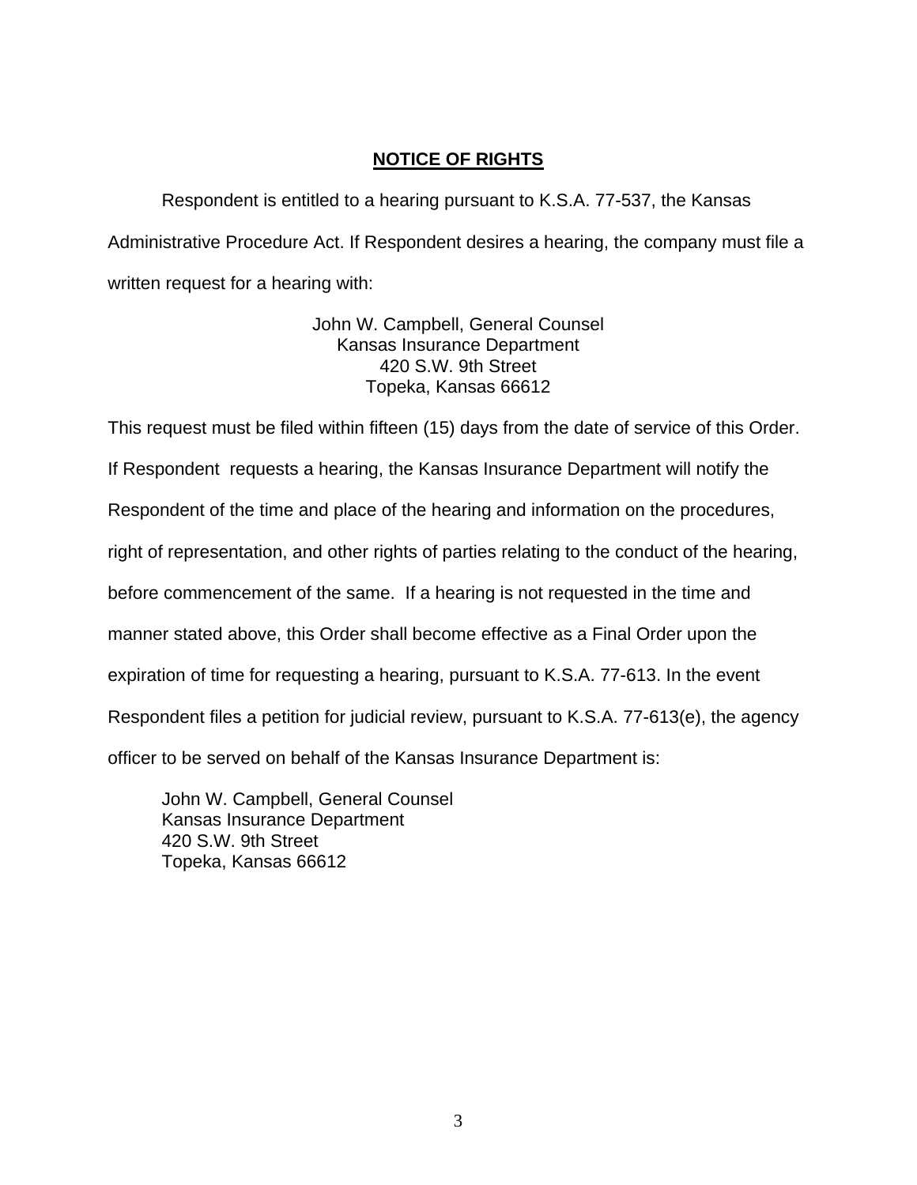## NOTICE OF RIGHTS

Respondent is entitled to a hearing pursuant to K.S.A. 77-537, the Kansas Administrative Procedure Act. If Respondent desires a hearing, the company must file a written request for a hearing with:

John W. Campbell, General Counsel  
Kansas Insurance Department  
420 S.W. 9th Street  
Topeka, Kansas 66612

This request must be filed within fifteen (15) days from the date of service of this Order. If Respondent requests a hearing, the Kansas Insurance Department will notify the Respondent of the time and place of the hearing and information on the procedures, right of representation, and other rights of parties relating to the conduct of the hearing, before commencement of the same. If a hearing is not requested in the time and manner stated above, this Order shall become effective as a Final Order upon the expiration of time for requesting a hearing, pursuant to K.S.A. 77-613. In the event Respondent files a petition for judicial review, pursuant to K.S.A. 77-613(e), the agency officer to be served on behalf of the Kansas Insurance Department is:

John W. Campbell, General Counsel  
Kansas Insurance Department  
420 S.W. 9th Street  
Topeka, Kansas 66612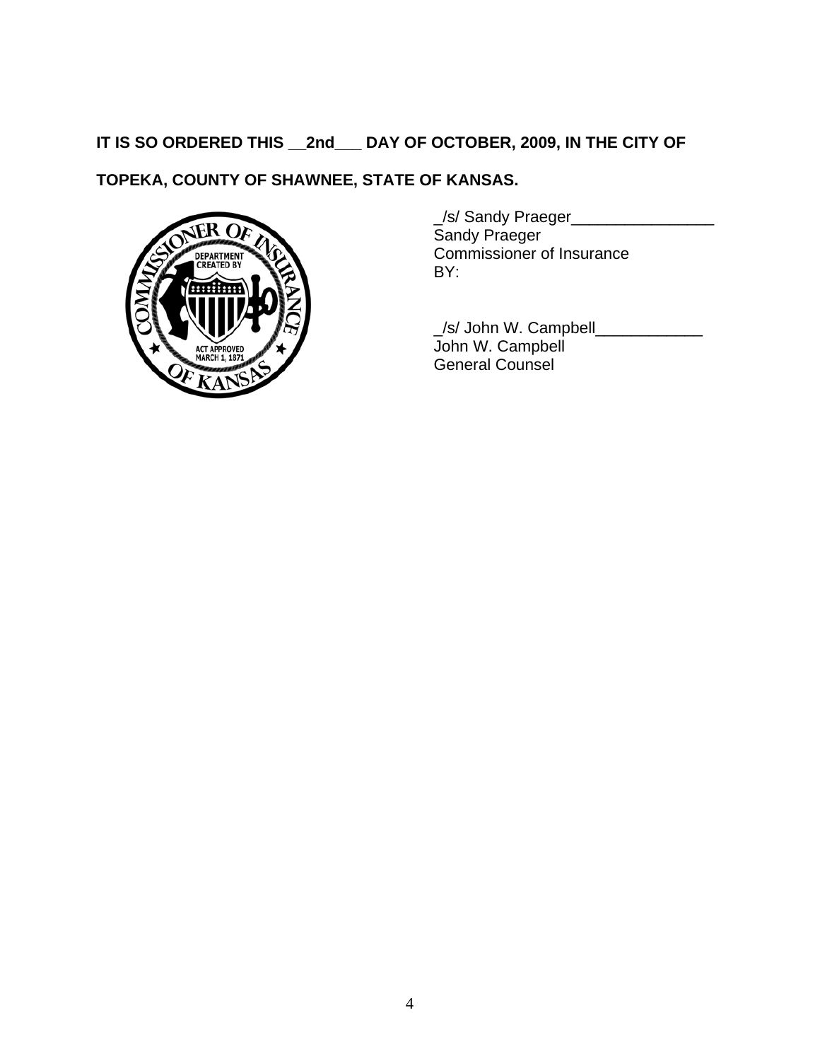**IT IS SO ORDERED THIS __2nd___ DAY OF OCTOBER, 2009, IN THE CITY OF TOPEKA, COUNTY OF SHAWNEE, STATE OF KANSAS.**

_/s/ Sandy Praeger________________
Sandy Praeger
Commissioner of Insurance
BY:

_/s/ John W. Campbell____________
John W. Campbell
General Counsel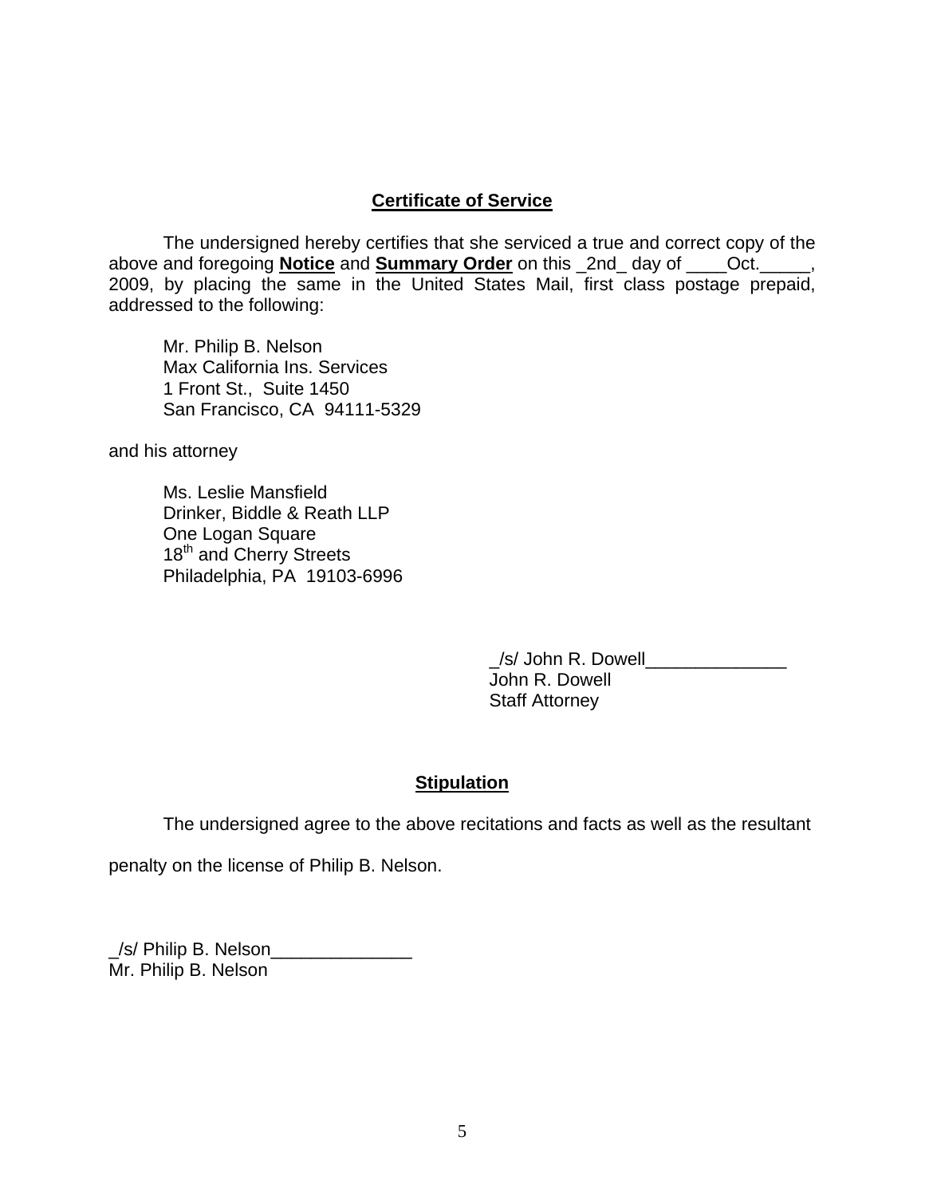**Certificate of Service**

The undersigned hereby certifies that she serviced a true and correct copy of the above and foregoing **Notice** and **Summary Order** on this _2nd_ day of ____Oct._____, 2009, by placing the same in the United States Mail, first class postage prepaid, addressed to the following:

Mr. Philip B. Nelson
Max California Ins. Services
1 Front St., Suite 1450
San Francisco, CA 94111-5329

and his attorney

Ms. Leslie Mansfield
Drinker, Biddle & Reath LLP
One Logan Square
18th and Cherry Streets
Philadelphia, PA 19103-6996

_/s/ John R. Dowell______________
John R. Dowell
Staff Attorney

**Stipulation**

The undersigned agree to the above recitations and facts as well as the resultant penalty on the license of Philip B. Nelson.

_/s/ Philip B. Nelson______________
Mr. Philip B. Nelson